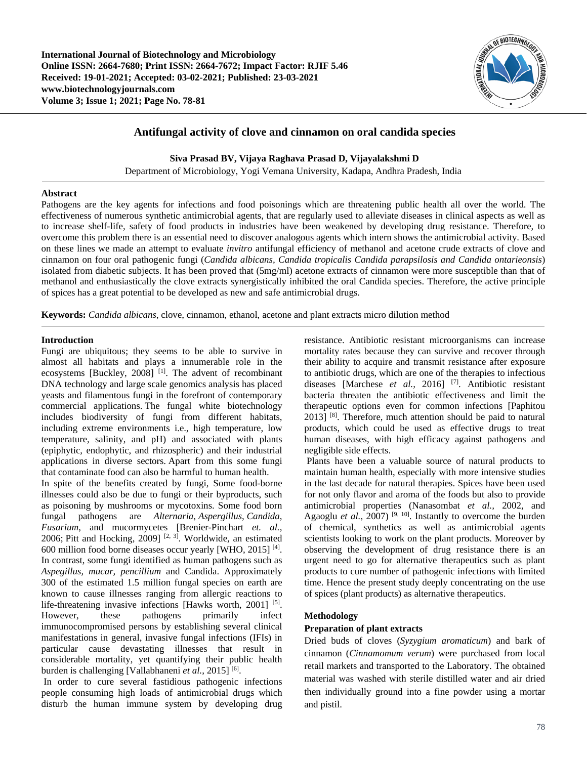International Journal of Biotechnology and Microbiology
Online ISSN: 2664-7680; Print ISSN: 2664-7672; Impact Factor: RJIF 5.46
Received: 19-01-2021; Accepted: 03-02-2021; Published: 23-03-2021
www.biotechnologyjournals.com
Volume 3; Issue 1; 2021; Page No. 78-81

# Antifungal activity of clove and cinnamon on oral candida species

**Siva Prasad BV, Vijaya Raghava Prasad D, Vijayalakshmi D**

Department of Microbiology, Yogi Vemana University, Kadapa, Andhra Pradesh, India

## Abstract

Pathogens are the key agents for infections and food poisonings which are threatening public health all over the world. The effectiveness of numerous synthetic antimicrobial agents, that are regularly used to alleviate diseases in clinical aspects as well as to increase shelf-life, safety of food products in industries have been weakened by developing drug resistance. Therefore, to overcome this problem there is an essential need to discover analogous agents which intern shows the antimicrobial activity. Based on these lines we made an attempt to evaluate *invitro* antifungal efficiency of methanol and acetone crude extracts of clove and cinnamon on four oral pathogenic fungi (*Candida albicans*, *Candida tropicalis Candida parapsilosis and Candida ontarieonsis*) isolated from diabetic subjects. It has been proved that (5mg/ml) acetone extracts of cinnamon were more susceptible than that of methanol and enthusiastically the clove extracts synergistically inhibited the oral Candida species. Therefore, the active principle of spices has a great potential to be developed as new and safe antimicrobial drugs.

**Keywords:** *Candida albicans*, clove, cinnamon, ethanol, acetone and plant extracts micro dilution method

## Introduction

Fungi are ubiquitous; they seems to be able to survive in almost all habitats and plays a innumerable role in the ecosystems [Buckley, 2008] [1]. The advent of recombinant DNA technology and large scale genomics analysis has placed yeasts and filamentous fungi in the forefront of contemporary commercial applications. The fungal white biotechnology includes biodiversity of fungi from different habitats, including extreme environments i.e., high temperature, low temperature, salinity, and pH) and associated with plants (epiphytic, endophytic, and rhizospheric) and their industrial applications in diverse sectors. Apart from this some fungi that contaminate food can also be harmful to human health.

In spite of the benefits created by fungi, Some food-borne illnesses could also be due to fungi or their byproducts, such as poisoning by mushrooms or mycotoxins. Some food born fungal pathogens are *Alternaria*, *Aspergillus*, *Candida*, *Fusarium*, and mucormycetes [Brenier-Pinchart *et. al.*, 2006; Pitt and Hocking, 2009] [2, 3]. Worldwide, an estimated 600 million food borne diseases occur yearly [WHO, 2015] [4]. In contrast, some fungi identified as human pathogens such as *Aspegillus, mucar, pencillium* and Candida. Approximately 300 of the estimated 1.5 million fungal species on earth are known to cause illnesses ranging from allergic reactions to life-threatening invasive infections [Hawks worth, 2001] [5]. However, these pathogens primarily infect immunocompromised persons by establishing several clinical manifestations in general, invasive fungal infections (IFIs) in particular cause devastating illnesses that result in considerable mortality, yet quantifying their public health burden is challenging [Vallabhaneni *et al.*, 2015] [6].

In order to cure several fastidious pathogenic infections people consuming high loads of antimicrobial drugs which disturb the human immune system by developing drug resistance. Antibiotic resistant microorganisms can increase mortality rates because they can survive and recover through their ability to acquire and transmit resistance after exposure to antibiotic drugs, which are one of the therapies to infectious diseases [Marchese *et al.,* 2016] [7]. Antibiotic resistant bacteria threaten the antibiotic effectiveness and limit the therapeutic options even for common infections [Paphitou 2013] [8]. Therefore, much attention should be paid to natural products, which could be used as effective drugs to treat human diseases, with high efficacy against pathogens and negligible side effects.

Plants have been a valuable source of natural products to maintain human health, especially with more intensive studies in the last decade for natural therapies. Spices have been used for not only flavor and aroma of the foods but also to provide antimicrobial properties (Nanasombat *et al.*, 2002, and Agaoglu *et al.*, 2007) [9, 10]. Instantly to overcome the burden of chemical, synthetics as well as antimicrobial agents scientists looking to work on the plant products. Moreover by observing the development of drug resistance there is an urgent need to go for alternative therapeutics such as plant products to cure number of pathogenic infections with limited time. Hence the present study deeply concentrating on the use of spices (plant products) as alternative therapeutics.

## Methodology

### Preparation of plant extracts

Dried buds of cloves (*Syzygium aromaticum*) and bark of cinnamon (*Cinnamomum verum*) were purchased from local retail markets and transported to the Laboratory. The obtained material was washed with sterile distilled water and air dried then individually ground into a fine powder using a mortar and pistil.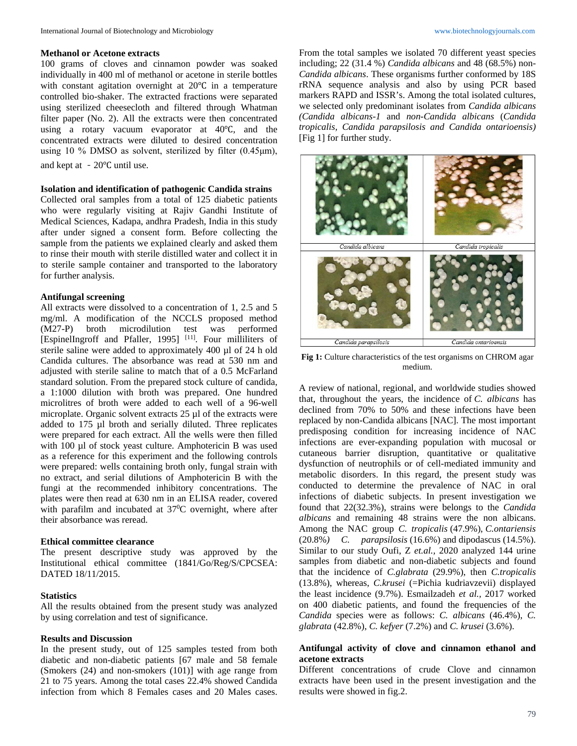### Methanol or Acetone extracts

100 grams of cloves and cinnamon powder was soaked individually in 400 ml of methanol or acetone in sterile bottles with constant agitation overnight at 20℃ in a temperature controlled bio-shaker. The extracted fractions were separated using sterilized cheesecloth and filtered through Whatman filter paper (No. 2). All the extracts were then concentrated using a rotary vacuum evaporator at 40℃, and the concentrated extracts were diluted to desired concentration using 10 % DMSO as solvent, sterilized by filter (0.45μm), and kept at －20℃ until use.

### Isolation and identification of pathogenic Candida strains

Collected oral samples from a total of 125 diabetic patients who were regularly visiting at Rajiv Gandhi Institute of Medical Sciences, Kadapa, andhra Pradesh, India in this study after under signed a consent form. Before collecting the sample from the patients we explained clearly and asked them to rinse their mouth with sterile distilled water and collect it in to sterile sample container and transported to the laboratory for further analysis.

### Antifungal screening

All extracts were dissolved to a concentration of 1, 2.5 and 5 mg/ml. A modification of the NCCLS proposed method (M27-P) broth microdilution test was performed [EspinelIngroff and Pfaller, 1995] [11]. Four milliliters of sterile saline were added to approximately 400 µl of 24 h old Candida cultures. The absorbance was read at 530 nm and adjusted with sterile saline to match that of a 0.5 McFarland standard solution. From the prepared stock culture of candida, a 1:1000 dilution with broth was prepared. One hundred microlitres of broth were added to each well of a 96-well microplate. Organic solvent extracts 25 µl of the extracts were added to 175 µl broth and serially diluted. Three replicates were prepared for each extract. All the wells were then filled with 100 µl of stock yeast culture. Amphotericin B was used as a reference for this experiment and the following controls were prepared: wells containing broth only, fungal strain with no extract, and serial dilutions of Amphotericin B with the fungi at the recommended inhibitory concentrations. The plates were then read at 630 nm in an ELISA reader, covered with parafilm and incubated at 37$^0$C overnight, where after their absorbance was reread.

### Ethical committee clearance

The present descriptive study was approved by the Institutional ethical committee (1841/Go/Reg/S/CPCSEA: DATED 18/11/2015.

### Statistics

All the results obtained from the present study was analyzed by using correlation and test of significance.

### Results and Discussion

In the present study, out of 125 samples tested from both diabetic and non-diabetic patients [67 male and 58 female (Smokers (24) and non-smokers (101)] with age range from 21 to 75 years. Among the total cases 22.4% showed Candida infection from which 8 Females cases and 20 Males cases. From the total samples we isolated 70 different yeast species including; 22 (31.4 %) *Candida albicans* and 48 (68.5%) non-*Candida albicans*. These organisms further conformed by 18S rRNA sequence analysis and also by using PCR based markers RAPD and ISSR's. Among the total isolated cultures, we selected only predominant isolates from *Candida albicans (Candida albicans-1* and *non-Candida albicans* (*Candida tropicalis, Candida parapsilosis and Candida ontarioensis)* [Fig 1] for further study.

| *Candida albicans* | *Candida tropicalis* |
|---|---|
| *Candida parapsilosis* | *Candida ontarioensis* |

**Fig 1:** Culture characteristics of the test organisms on CHROM agar medium.

A review of national, regional, and worldwide studies showed that, throughout the years, the incidence of *C. albicans* has declined from 70% to 50% and these infections have been replaced by non-Candida albicans [NAC]. The most important predisposing condition for increasing incidence of NAC infections are ever-expanding population with mucosal or cutaneous barrier disruption, quantitative or qualitative dysfunction of neutrophils or of cell-mediated immunity and metabolic disorders. In this regard, the present study was conducted to determine the prevalence of NAC in oral infections of diabetic subjects. In present investigation we found that 22(32.3%), strains were belongs to the *Candida albicans* and remaining 48 strains were the non albicans. Among the NAC group *C. tropicalis* (47.9%), *C.ontariensis* (20.8%*) C. parapsilosis* (16.6%) and dipodascus (14.5%). Similar to our study Oufi, Z *et.al.*, 2020 analyzed 144 urine samples from diabetic and non-diabetic subjects and found that the incidence of *C.glabrata* (29.9%), then *C.tropicalis* (13.8%), whereas, *C.krusei* (=Pichia kudriavzevii) displayed the least incidence (9.7%). Esmailzadeh *et al.,* 2017 worked on 400 diabetic patients, and found the frequencies of the *Candida* species were as follows: *C. albicans* (46.4%), *C. glabrata* (42.8%), *C. kefyer* (7.2%) and *C. krusei* (3.6%).

### Antifungal activity of clove and cinnamon ethanol and acetone extracts

Different concentrations of crude Clove and cinnamon extracts have been used in the present investigation and the results were showed in fig.2.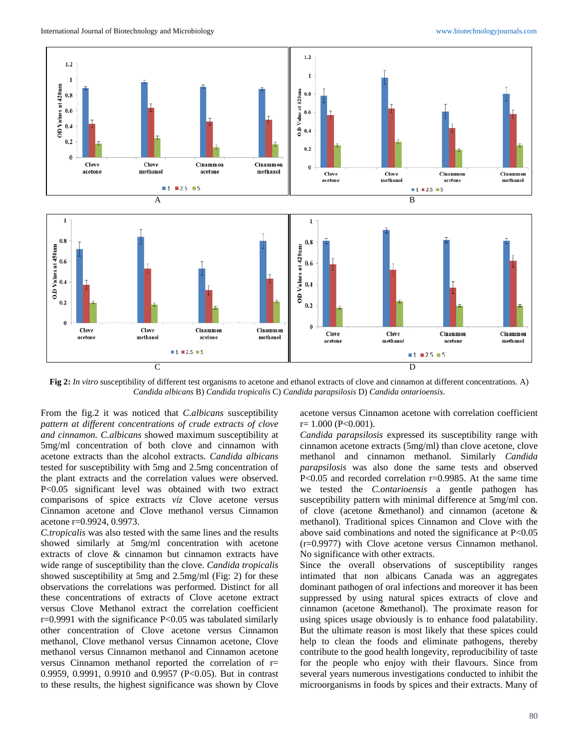Fig 2: *In vitro* susceptibility of different test organisms to acetone and ethanol extracts of clove and cinnamon at different concentrations. A) *Candida albicans* B) *Candida tropicalis* C) *Candida parapsilosis* D) *Candida ontarioensis*.

From the fig.2 it was noticed that *C.albicans* susceptibility *pattern at different concentrations of crude extracts of clove and cinnamon. C.albicans* showed maximum susceptibility at 5mg/ml concentration of both clove and cinnamon with acetone extracts than the alcohol extracts. *Candida albicans* tested for susceptibility with 5mg and 2.5mg concentration of the plant extracts and the correlation values were observed. P<0.05 significant level was obtained with two extract comparisons of spice extracts *viz* Clove acetone versus Cinnamon acetone and Clove methanol versus Cinnamon acetone r=0.9924, 0.9973.

*C.tropicalis* was also tested with the same lines and the results showed similarly at 5mg/ml concentration with acetone extracts of clove & cinnamon but cinnamon extracts have wide range of susceptibility than the clove. *Candida tropicalis* showed susceptibility at 5mg and 2.5mg/ml (Fig: 2) for these observations the correlations was performed. Distinct for all these concentrations of extracts of Clove acetone extract versus Clove Methanol extract the correlation coefficient r=0.9991 with the significance P<0.05 was tabulated similarly other concentration of Clove acetone versus Cinnamon methanol, Clove methanol versus Cinnamon acetone, Clove methanol versus Cinnamon methanol and Cinnamon acetone versus Cinnamon methanol reported the correlation of r= 0.9959, 0.9991, 0.9910 and 0.9957 (P<0.05). But in contrast to these results, the highest significance was shown by Clove acetone versus Cinnamon acetone with correlation coefficient r= 1.000 (P<0.001).

*Candida parapsilosis* expressed its susceptibility range with cinnamon acetone extracts (5mg/ml) than clove acetone, clove methanol and cinnamon methanol. Similarly *Candida parapsilosis* was also done the same tests and observed P<0.05 and recorded correlation r=0.9985. At the same time we tested the *C.ontarioensis* a gentle pathogen has susceptibility pattern with minimal difference at 5mg/ml con. of clove (acetone &methanol) and cinnamon (acetone & methanol). Traditional spices Cinnamon and Clove with the above said combinations and noted the significance at P<0.05 (r=0.9977) with Clove acetone versus Cinnamon methanol. No significance with other extracts.

Since the overall observations of susceptibility ranges intimated that non albicans Canada was an aggregates dominant pathogen of oral infections and moreover it has been suppressed by using natural spices extracts of clove and cinnamon (acetone &methanol). The proximate reason for using spices usage obviously is to enhance food palatability. But the ultimate reason is most likely that these spices could help to clean the foods and eliminate pathogens, thereby contribute to the good health longevity, reproducibility of taste for the people who enjoy with their flavours. Since from several years numerous investigations conducted to inhibit the microorganisms in foods by spices and their extracts. Many of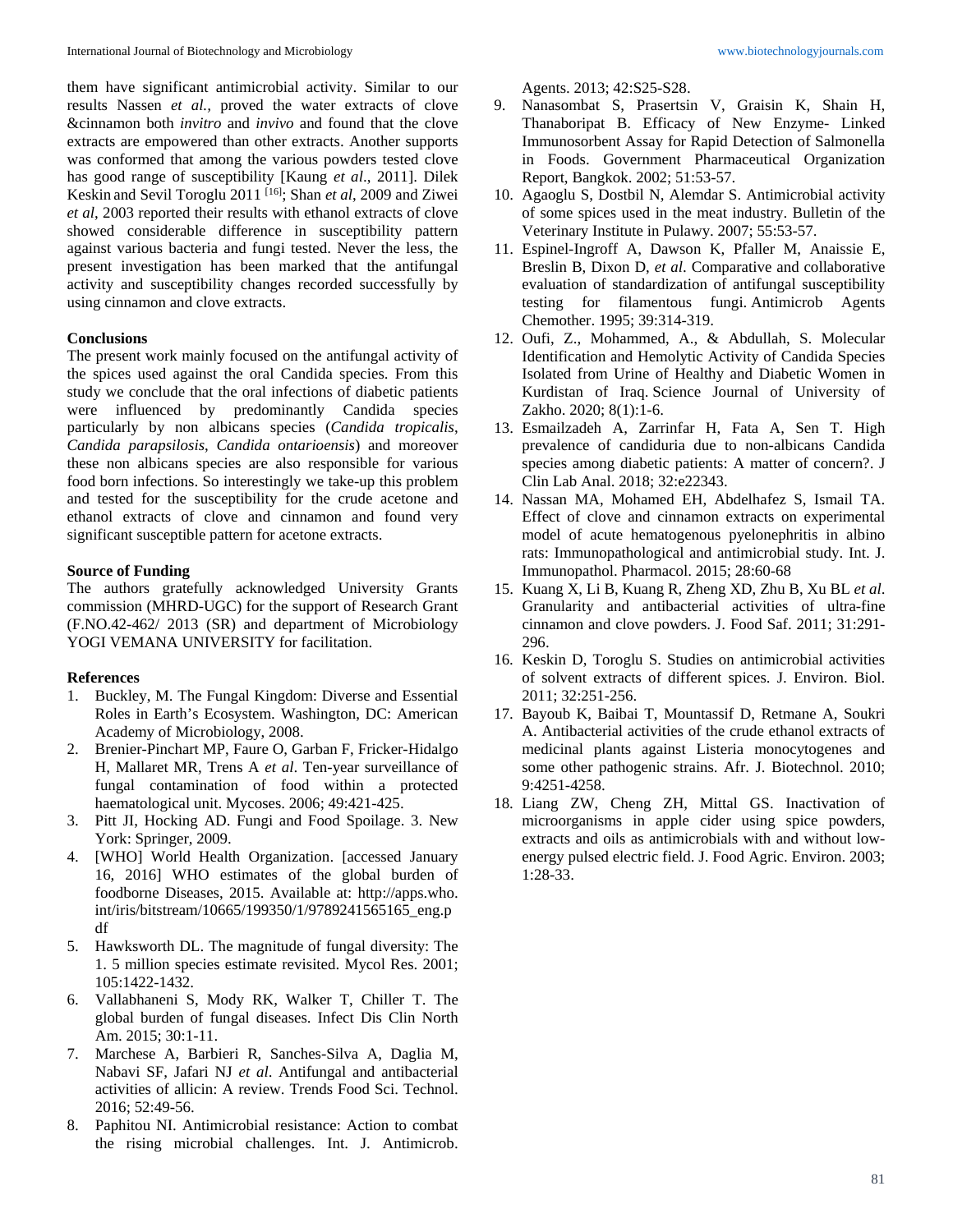them have significant antimicrobial activity. Similar to our results Nassen *et al.,* proved the water extracts of clove &cinnamon both *invitro* and *invivo* and found that the clove extracts are empowered than other extracts. Another supports was conformed that among the various powders tested clove has good range of susceptibility [Kaung *et al*., 2011]. Dilek Keskin and Sevil Toroglu 2011 [16]; Shan *et al*, 2009 and Ziwei *et al*, 2003 reported their results with ethanol extracts of clove showed considerable difference in susceptibility pattern against various bacteria and fungi tested. Never the less, the present investigation has been marked that the antifungal activity and susceptibility changes recorded successfully by using cinnamon and clove extracts.

**Conclusions**

The present work mainly focused on the antifungal activity of the spices used against the oral Candida species. From this study we conclude that the oral infections of diabetic patients were influenced by predominantly Candida species particularly by non albicans species (*Candida tropicalis*, *Candida parapsilosis*, *Candida ontarioensis*) and moreover these non albicans species are also responsible for various food born infections. So interestingly we take-up this problem and tested for the susceptibility for the crude acetone and ethanol extracts of clove and cinnamon and found very significant susceptible pattern for acetone extracts.

**Source of Funding**

The authors gratefully acknowledged University Grants commission (MHRD-UGC) for the support of Research Grant (F.NO.42-462/ 2013 (SR) and department of Microbiology YOGI VEMANA UNIVERSITY for facilitation.

**References**

1. Buckley, M. The Fungal Kingdom: Diverse and Essential Roles in Earth's Ecosystem. Washington, DC: American Academy of Microbiology, 2008.
2. Brenier-Pinchart MP, Faure O, Garban F, Fricker-Hidalgo H, Mallaret MR, Trens A *et al*. Ten-year surveillance of fungal contamination of food within a protected haematological unit. Mycoses. 2006; 49:421-425.
3. Pitt JI, Hocking AD. Fungi and Food Spoilage. 3. New York: Springer, 2009.
4. [WHO] World Health Organization. [accessed January 16, 2016] WHO estimates of the global burden of foodborne Diseases, 2015. Available at: http://apps.who.int/iris/bitstream/10665/199350/1/9789241565165_eng.pdf
5. Hawksworth DL. The magnitude of fungal diversity: The 1. 5 million species estimate revisited. Mycol Res. 2001; 105:1422-1432.
6. Vallabhaneni S, Mody RK, Walker T, Chiller T. The global burden of fungal diseases. Infect Dis Clin North Am. 2015; 30:1-11.
7. Marchese A, Barbieri R, Sanches-Silva A, Daglia M, Nabavi SF, Jafari NJ *et al*. Antifungal and antibacterial activities of allicin: A review. Trends Food Sci. Technol. 2016; 52:49-56.
8. Paphitou NI. Antimicrobial resistance: Action to combat the rising microbial challenges. Int. J. Antimicrob. Agents. 2013; 42:S25-S28.
9. Nanasombat S, Prasertsin V, Graisin K, Shain H, Thanaboripat B. Efficacy of New Enzyme- Linked Immunosorbent Assay for Rapid Detection of Salmonella in Foods. Government Pharmaceutical Organization Report, Bangkok. 2002; 51:53-57.
10. Agaoglu S, Dostbil N, Alemdar S. Antimicrobial activity of some spices used in the meat industry. Bulletin of the Veterinary Institute in Pulawy. 2007; 55:53-57.
11. Espinel-Ingroff A, Dawson K, Pfaller M, Anaissie E, Breslin B, Dixon D, *et al*. Comparative and collaborative evaluation of standardization of antifungal susceptibility testing for filamentous fungi. Antimicrob Agents Chemother. 1995; 39:314-319.
12. Oufi, Z., Mohammed, A., & Abdullah, S. Molecular Identification and Hemolytic Activity of Candida Species Isolated from Urine of Healthy and Diabetic Women in Kurdistan of Iraq. Science Journal of University of Zakho. 2020; 8(1):1-6.
13. Esmailzadeh A, Zarrinfar H, Fata A, Sen T. High prevalence of candiduria due to non-albicans Candida species among diabetic patients: A matter of concern?. J Clin Lab Anal. 2018; 32:e22343.
14. Nassan MA, Mohamed EH, Abdelhafez S, Ismail TA. Effect of clove and cinnamon extracts on experimental model of acute hematogenous pyelonephritis in albino rats: Immunopathological and antimicrobial study. Int. J. Immunopathol. Pharmacol. 2015; 28:60-68
15. Kuang X, Li B, Kuang R, Zheng XD, Zhu B, Xu BL *et al*. Granularity and antibacterial activities of ultra-fine cinnamon and clove powders. J. Food Saf. 2011; 31:291-296.
16. Keskin D, Toroglu S. Studies on antimicrobial activities of solvent extracts of different spices. J. Environ. Biol. 2011; 32:251-256.
17. Bayoub K, Baibai T, Mountassif D, Retmane A, Soukri A. Antibacterial activities of the crude ethanol extracts of medicinal plants against Listeria monocytogenes and some other pathogenic strains. Afr. J. Biotechnol. 2010; 9:4251-4258.
18. Liang ZW, Cheng ZH, Mittal GS. Inactivation of microorganisms in apple cider using spice powders, extracts and oils as antimicrobials with and without low-energy pulsed electric field. J. Food Agric. Environ. 2003; 1:28-33.